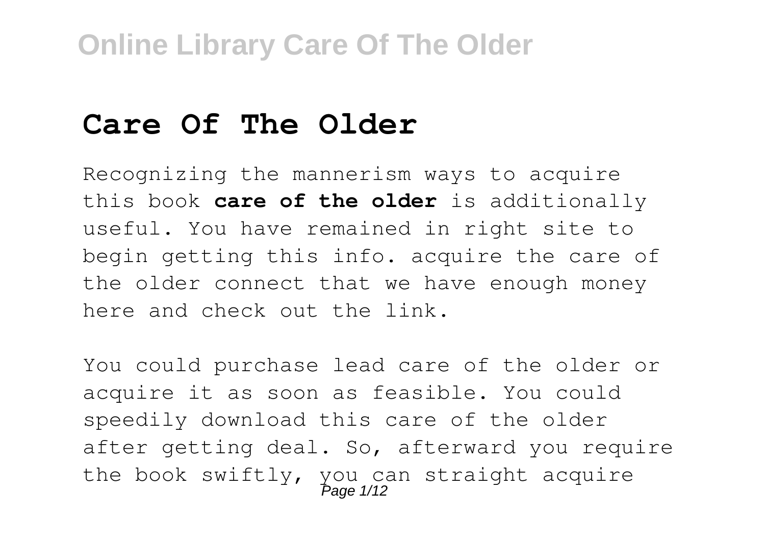# Care Of The Older

Recognizing the mannerism ways to acquire this book **care of the older** is additionally useful. You have remained in right site to begin getting this info. acquire the care of the older connect that we have enough money here and check out the link.

You could purchase lead care of the older or acquire it as soon as feasible. You could speedily download this care of the older after getting deal. So, afterward you require the book swiftly, you can straight acquire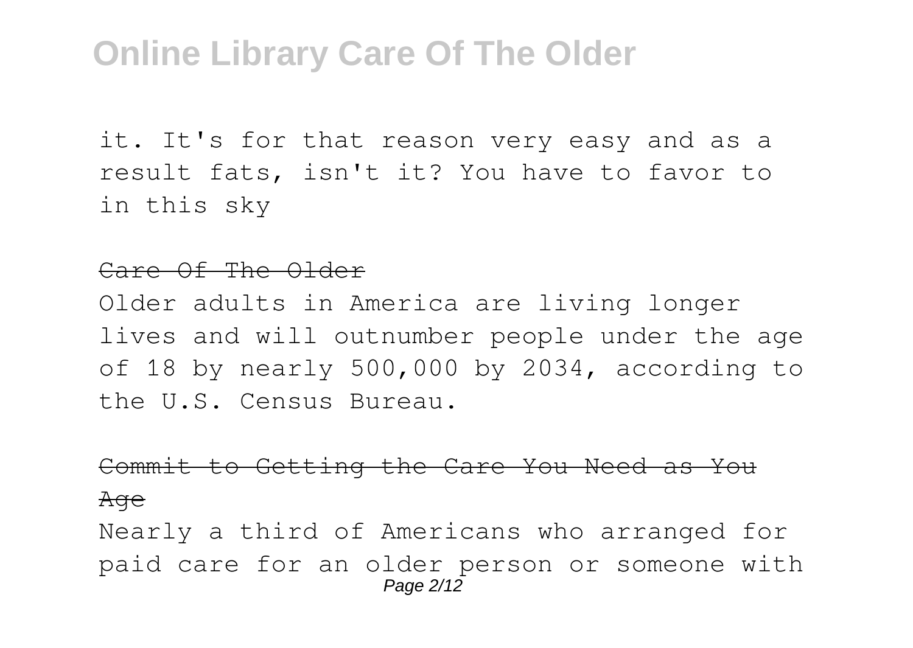it. It's for that reason very easy and as a result fats, isn't it? You have to favor to in this sky

~~Care Of The Older~~

Older adults in America are living longer lives and will outnumber people under the age of 18 by nearly 500,000 by 2034, according to the U.S. Census Bureau.

~~Commit to Getting the Care You Need as You Age~~

Nearly a third of Americans who arranged for paid care for an older person or someone with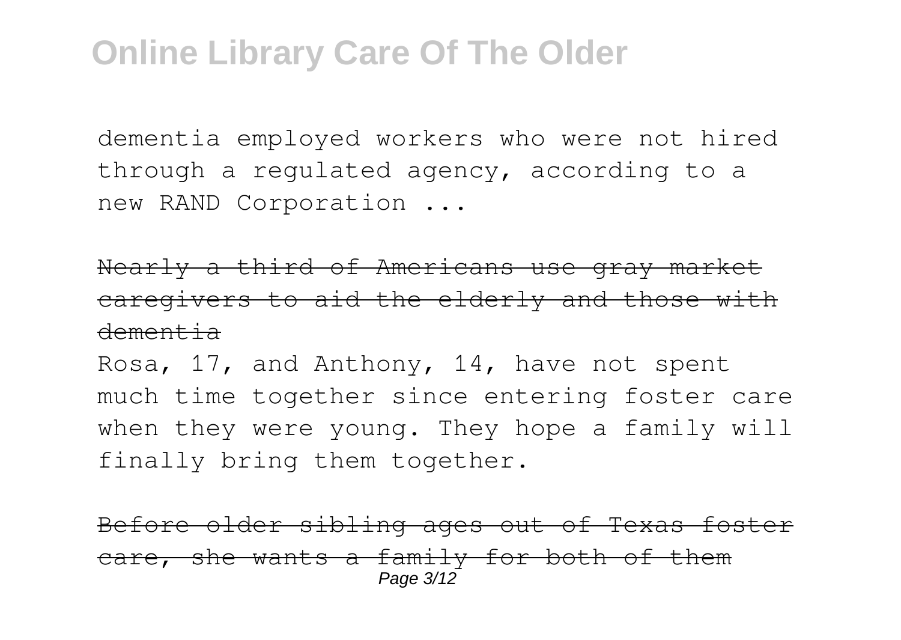dementia employed workers who were not hired through a regulated agency, according to a new RAND Corporation ...

Nearly a third of Americans use gray market caregivers to aid the elderly and those with dementia

Rosa, 17, and Anthony, 14, have not spent much time together since entering foster care when they were young. They hope a family will finally bring them together.

Before older sibling ages out of Texas foster care, she wants a family for both of them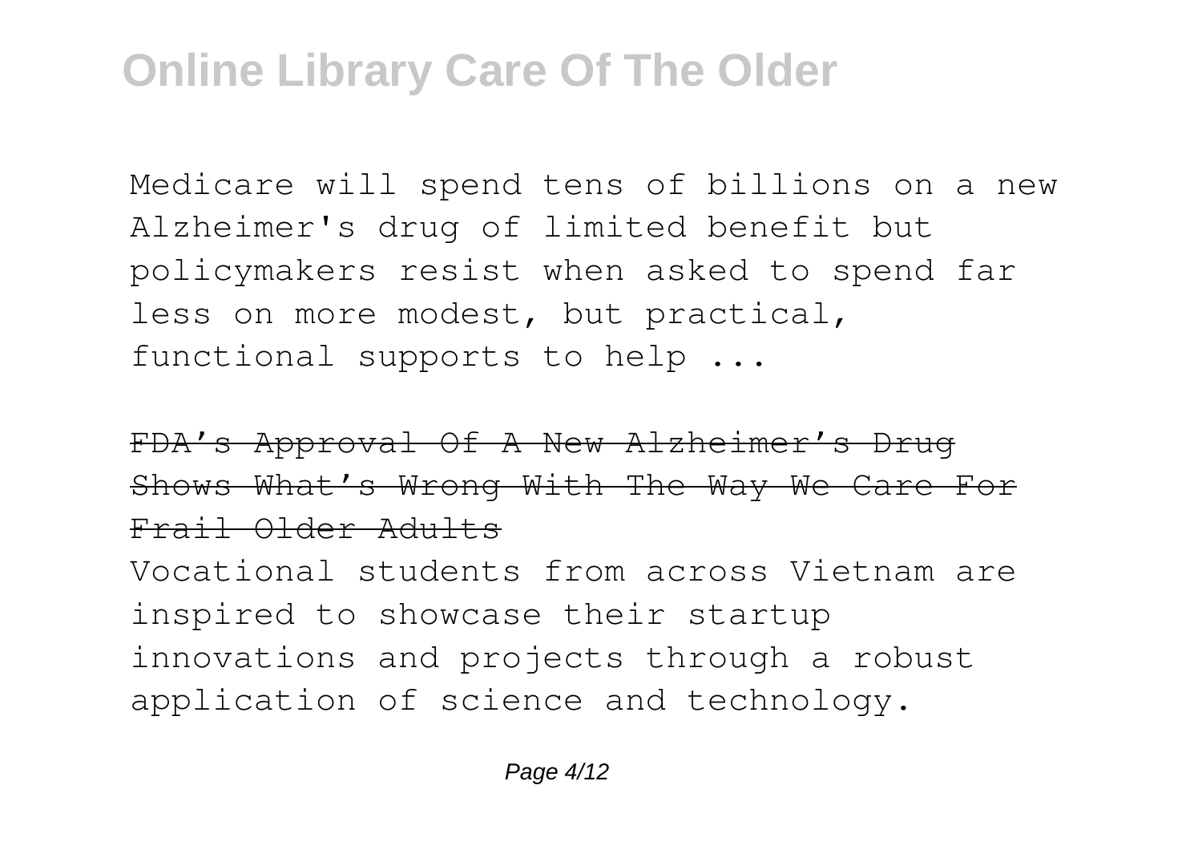Medicare will spend tens of billions on a new Alzheimer's drug of limited benefit but policymakers resist when asked to spend far less on more modest, but practical, functional supports to help ...

~~FDA's Approval Of A New Alzheimer's Drug Shows What's Wrong With The Way We Care For Frail Older Adults~~

Vocational students from across Vietnam are inspired to showcase their startup innovations and projects through a robust application of science and technology.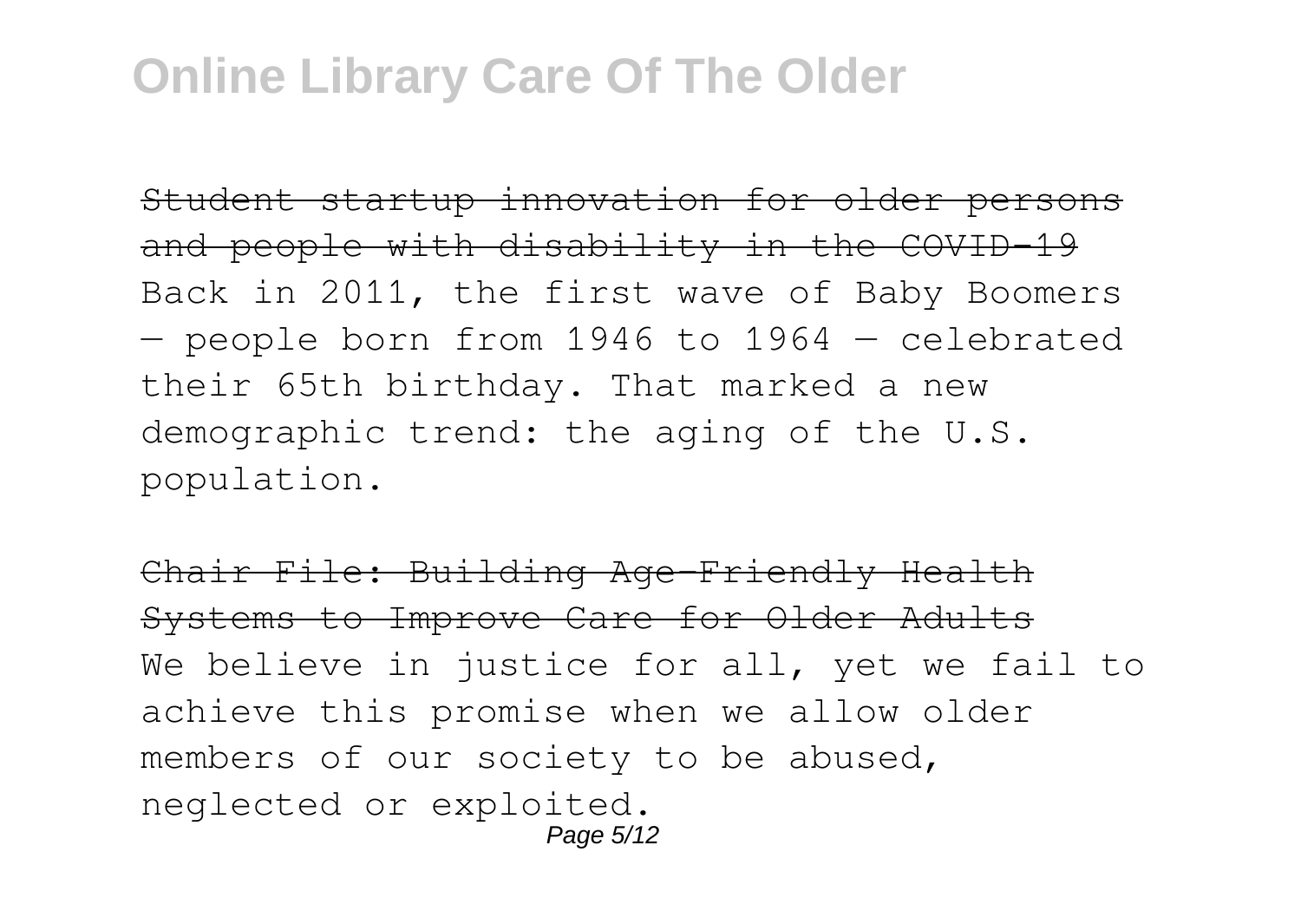~~Student startup innovation for older persons and people with disability in the COVID-19~~
Back in 2011, the first wave of Baby Boomers — people born from 1946 to 1964 — celebrated their 65th birthday. That marked a new demographic trend: the aging of the U.S. population.

~~Chair File: Building Age-Friendly Health Systems to Improve Care for Older Adults~~
We believe in justice for all, yet we fail to achieve this promise when we allow older members of our society to be abused, neglected or exploited.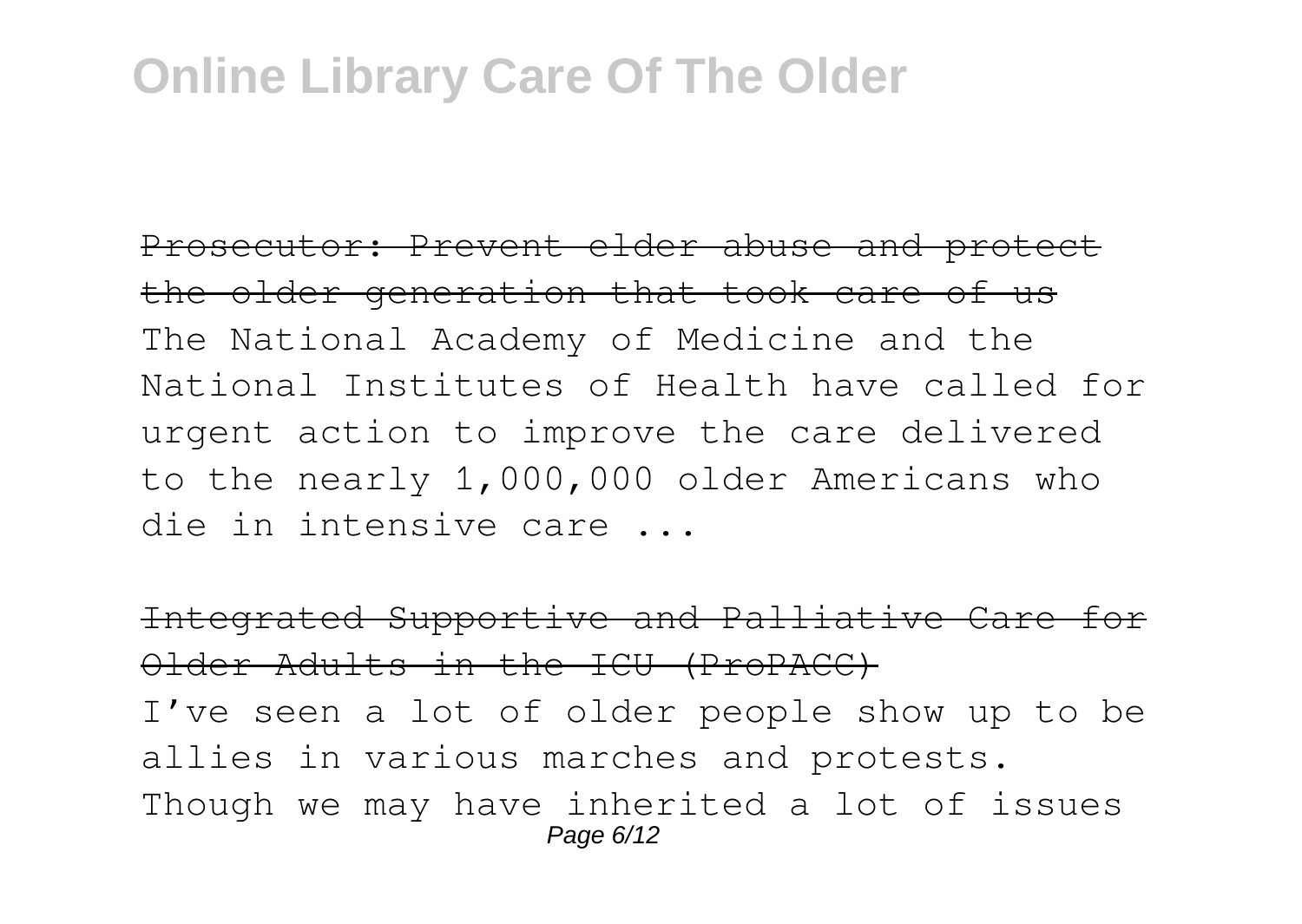Prosecutor: Prevent elder abuse and protect the older generation that took care of us

The National Academy of Medicine and the National Institutes of Health have called for urgent action to improve the care delivered to the nearly 1,000,000 older Americans who die in intensive care ...

Integrated Supportive and Palliative Care for Older Adults in the ICU (ProPACC)

I've seen a lot of older people show up to be allies in various marches and protests. Though we may have inherited a lot of issues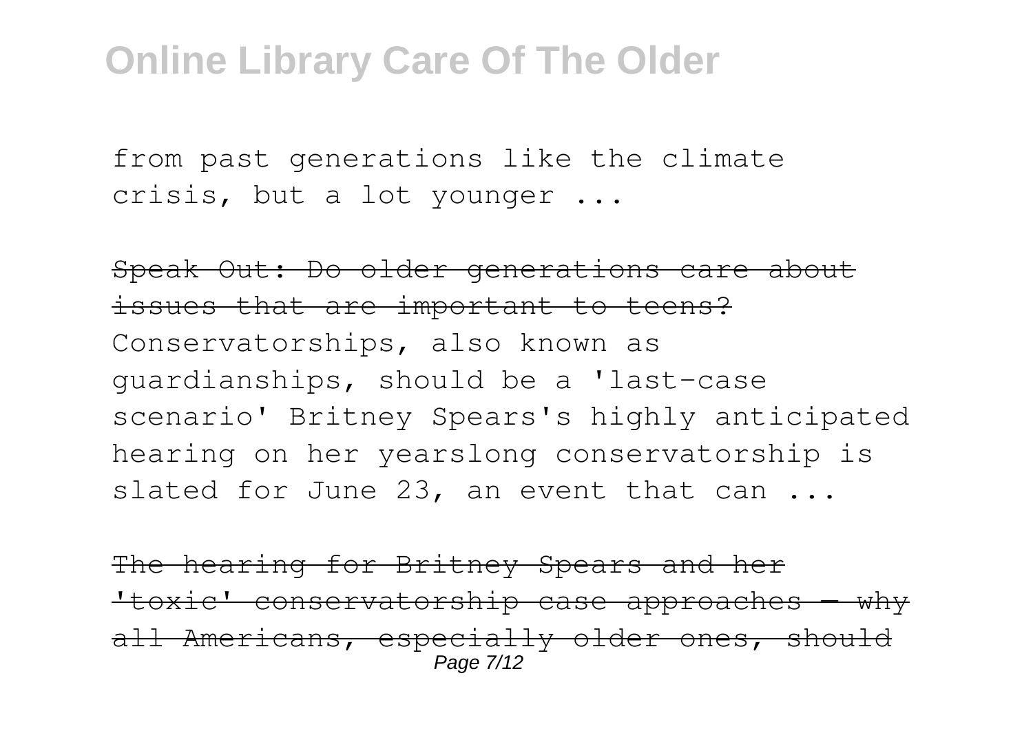from past generations like the climate crisis, but a lot younger ...

~~Speak Out: Do older generations care about issues that are important to teens?~~

Conservatorships, also known as guardianships, should be a 'last-case scenario' Britney Spears's highly anticipated hearing on her yearslong conservatorship is slated for June 23, an event that can ...

~~The hearing for Britney Spears and her 'toxic' conservatorship case approaches — why all Americans, especially older ones, should~~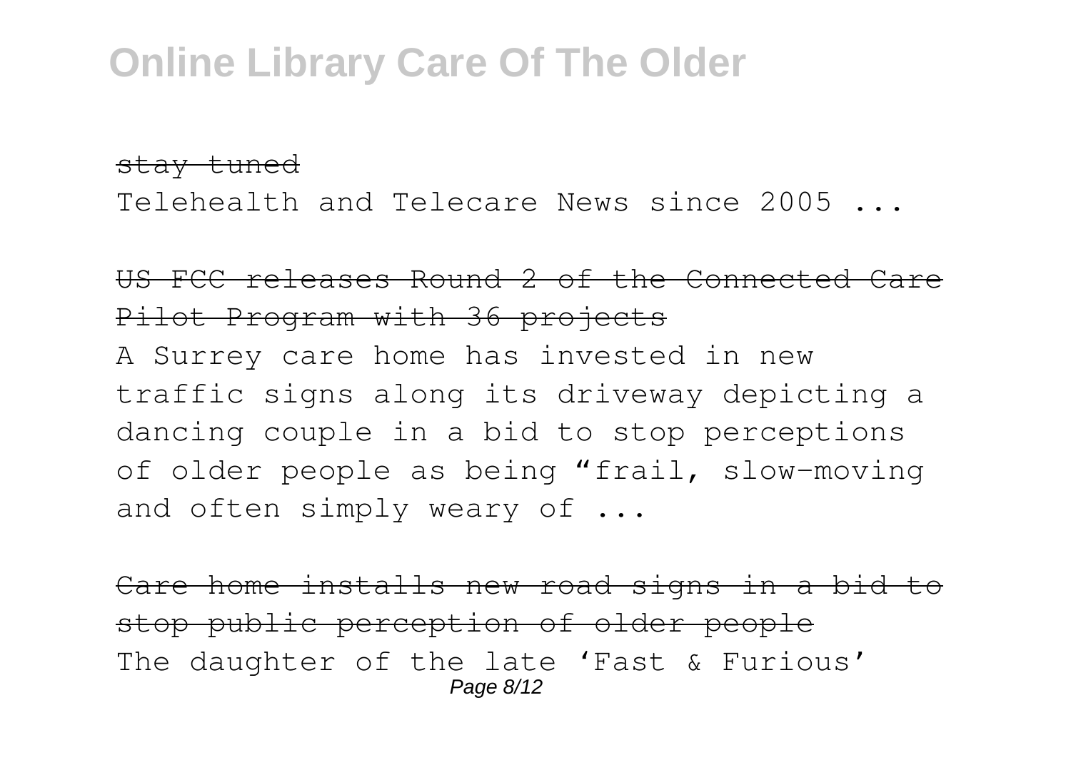~~stay tuned~~

Telehealth and Telecare News since 2005 ...

~~US FCC releases Round 2 of the Connected Care Pilot Program with 36 projects~~

A Surrey care home has invested in new traffic signs along its driveway depicting a dancing couple in a bid to stop perceptions of older people as being “frail, slow-moving and often simply weary of ...

~~Care home installs new road signs in a bid to stop public perception of older people~~

The daughter of the late ‘Fast & Furious’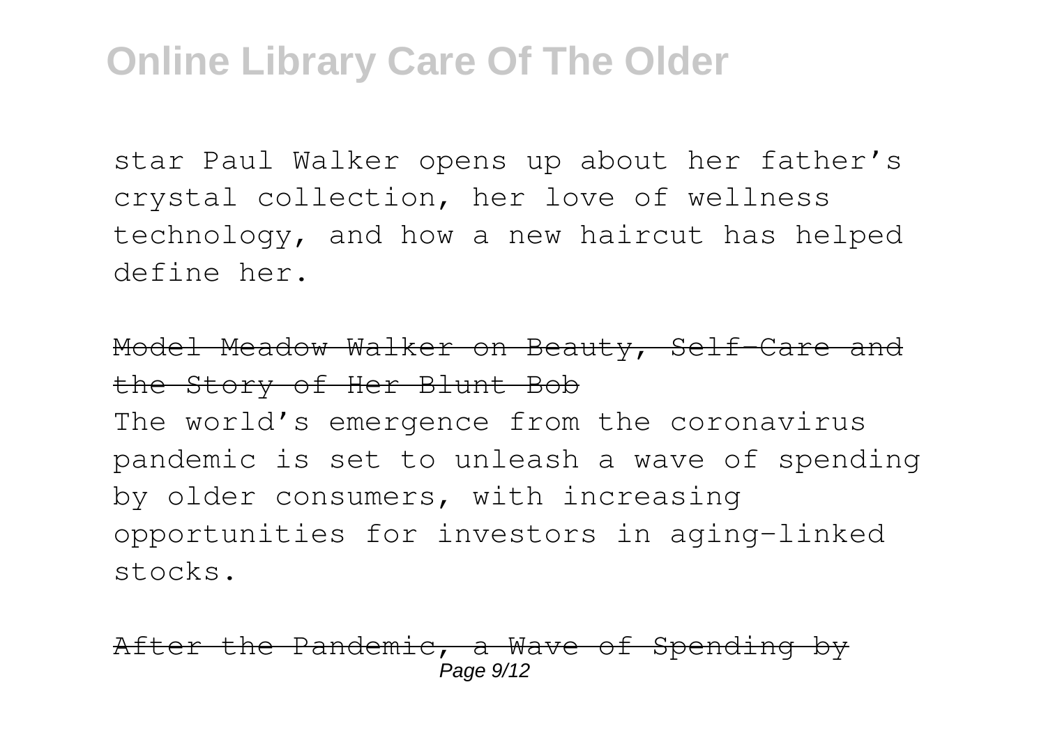star Paul Walker opens up about her father's crystal collection, her love of wellness technology, and how a new haircut has helped define her.

Model Meadow Walker on Beauty, Self-Care and the Story of Her Blunt Bob

The world's emergence from the coronavirus pandemic is set to unleash a wave of spending by older consumers, with increasing opportunities for investors in aging-linked stocks.

After the Pandemic, a Wave of Spending by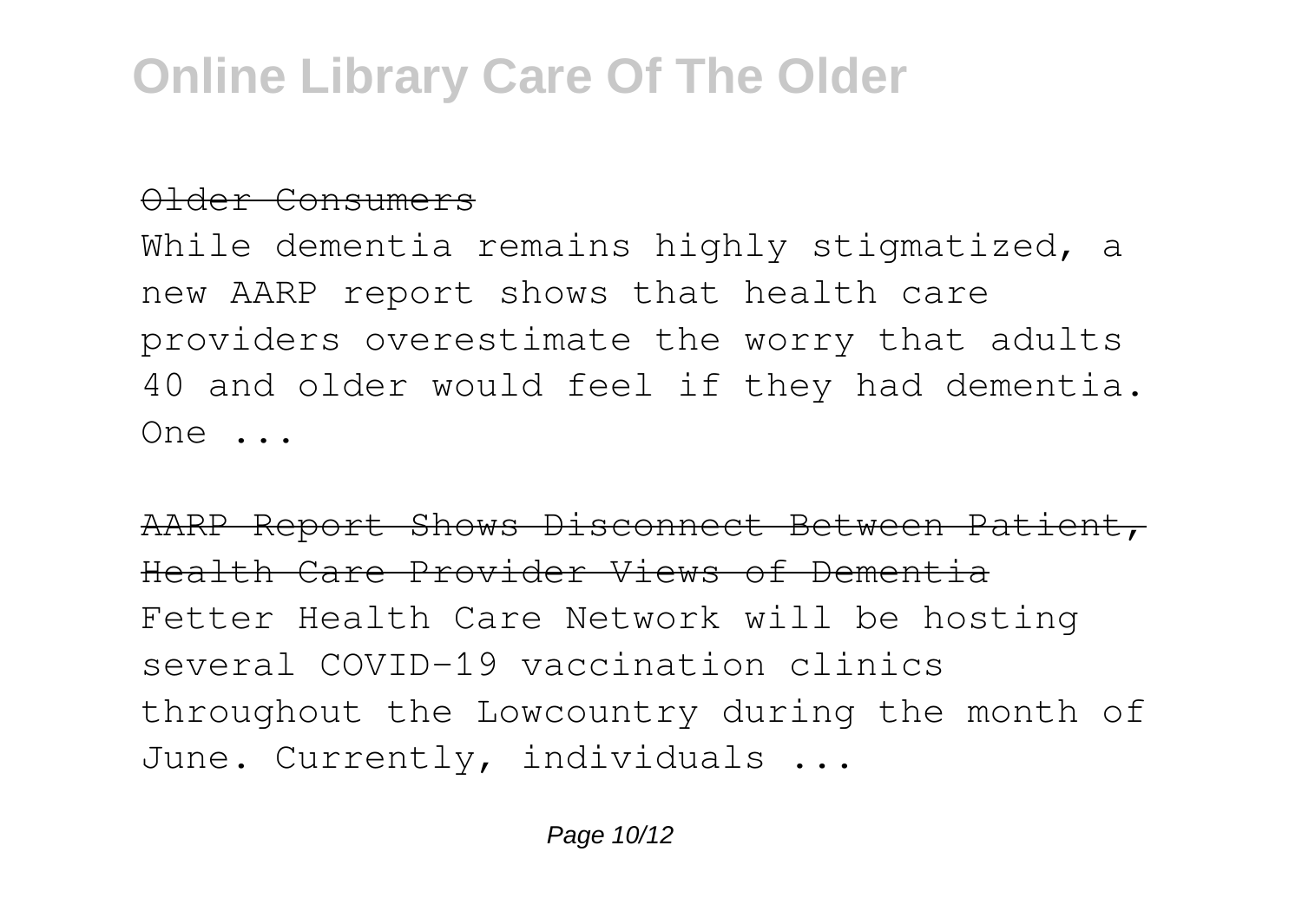~~Older Consumers~~

While dementia remains highly stigmatized, a new AARP report shows that health care providers overestimate the worry that adults 40 and older would feel if they had dementia. One ...

~~AARP Report Shows Disconnect Between Patient, Health Care Provider Views of Dementia~~

Fetter Health Care Network will be hosting several COVID-19 vaccination clinics throughout the Lowcountry during the month of June. Currently, individuals ...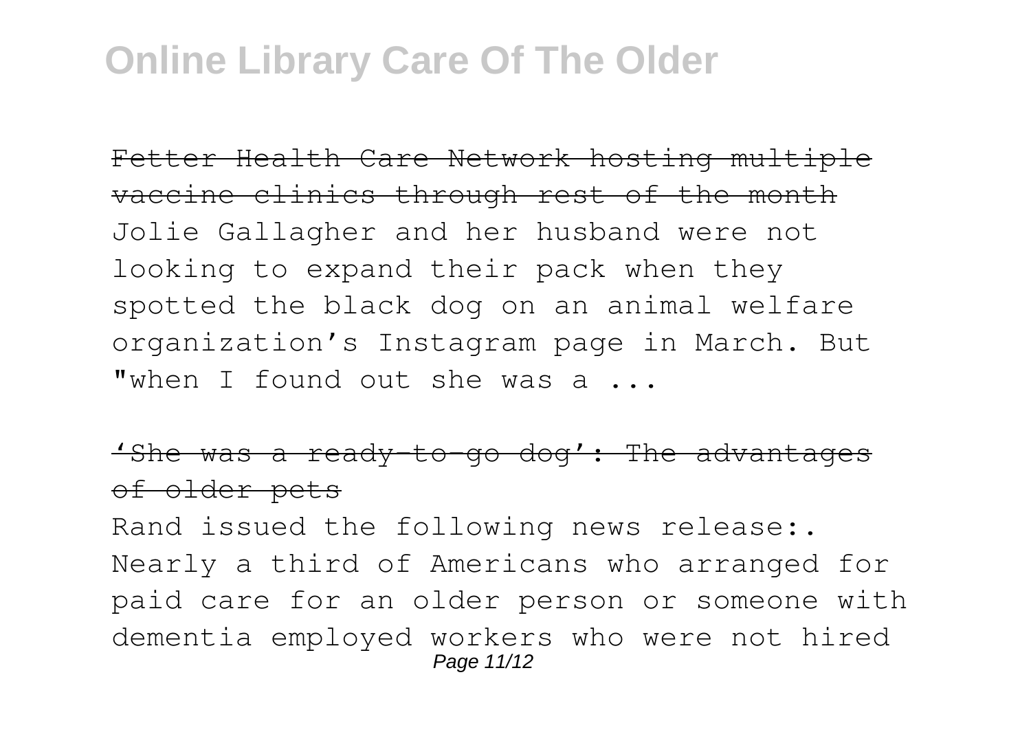Fetter Health Care Network hosting multiple vaccine clinics through rest of the month

Jolie Gallagher and her husband were not looking to expand their pack when they spotted the black dog on an animal welfare organization's Instagram page in March. But "when I found out she was a ...

'She was a ready-to-go dog': The advantages of older pets

Rand issued the following news release:. Nearly a third of Americans who arranged for paid care for an older person or someone with dementia employed workers who were not hired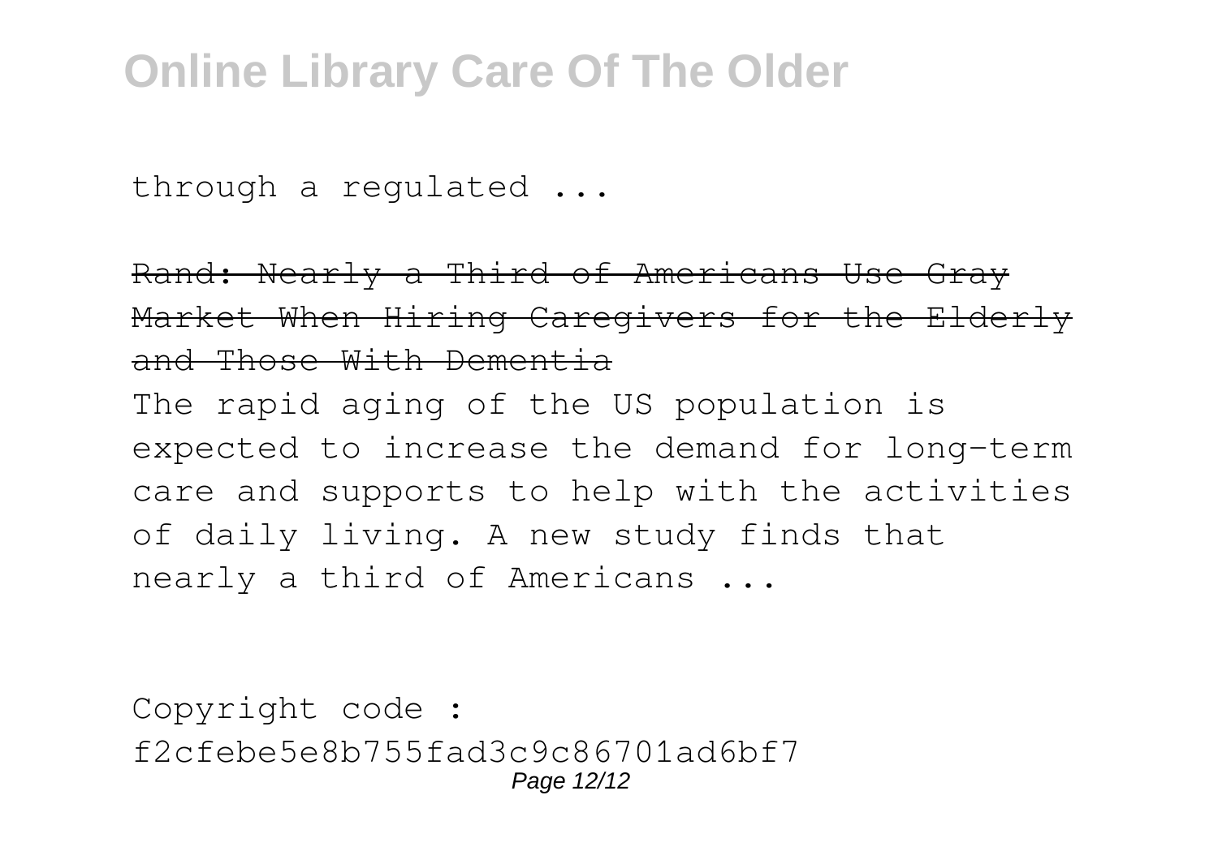through a regulated ...

~~Rand: Nearly a Third of Americans Use Gray Market When Hiring Caregivers for the Elderly and Those With Dementia~~

The rapid aging of the US population is expected to increase the demand for long-term care and supports to help with the activities of daily living. A new study finds that nearly a third of Americans ...

Copyright code : f2cfebe5e8b755fad3c9c86701ad6bf7